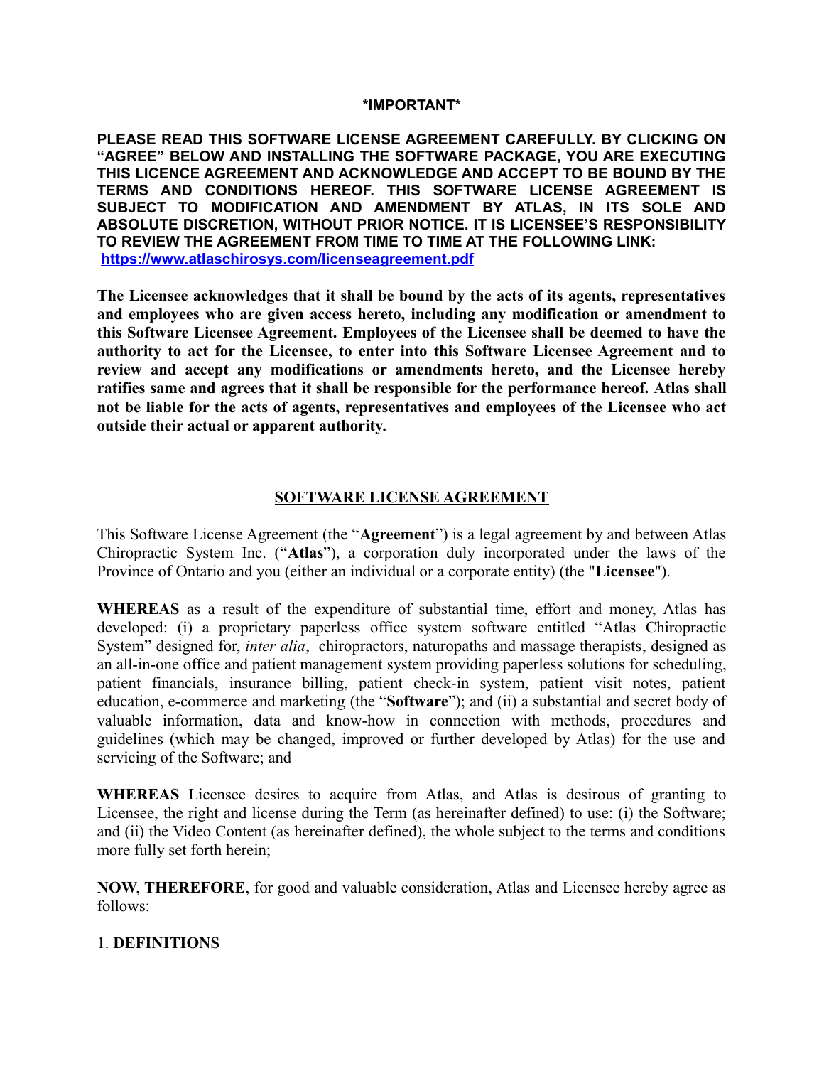**\*IMPORTANT\***

**PLEASE READ THIS SOFTWARE LICENSE AGREEMENT CAREFULLY. BY CLICKING ON "AGREE" BELOW AND INSTALLING THE SOFTWARE PACKAGE, YOU ARE EXECUTING THIS LICENCE AGREEMENT AND ACKNOWLEDGE AND ACCEPT TO BE BOUND BY THE TERMS AND CONDITIONS HEREOF. THIS SOFTWARE LICENSE AGREEMENT IS SUBJECT TO MODIFICATION AND AMENDMENT BY ATLAS, IN ITS SOLE AND ABSOLUTE DISCRETION, WITHOUT PRIOR NOTICE. IT IS LICENSEE'S RESPONSIBILITY TO REVIEW THE AGREEMENT FROM TIME TO TIME AT THE FOLLOWING LINK: [https://www.atlaschirosys.com/licenseagreement.pdf](https://www.atlaschirosys.com/licenseagreement.pdf)**

**The Licensee acknowledges that it shall be bound by the acts of its agents, representatives and employees who are given access hereto, including any modification or amendment to this Software Licensee Agreement. Employees of the Licensee shall be deemed to have the authority to act for the Licensee, to enter into this Software Licensee Agreement and to review and accept any modifications or amendments hereto, and the Licensee hereby ratifies same and agrees that it shall be responsible for the performance hereof. Atlas shall not be liable for the acts of agents, representatives and employees of the Licensee who act outside their actual or apparent authority.**

## SOFTWARE LICENSE AGREEMENT

This Software License Agreement (the "**Agreement**") is a legal agreement by and between Atlas Chiropractic System Inc. ("**Atlas**"), a corporation duly incorporated under the laws of the Province of Ontario and you (either an individual or a corporate entity) (the "**Licensee**").

**WHEREAS** as a result of the expenditure of substantial time, effort and money, Atlas has developed: (i) a proprietary paperless office system software entitled "Atlas Chiropractic System" designed for, *inter alia*, chiropractors, naturopaths and massage therapists, designed as an all-in-one office and patient management system providing paperless solutions for scheduling, patient financials, insurance billing, patient check-in system, patient visit notes, patient education, e-commerce and marketing (the "**Software**"); and (ii) a substantial and secret body of valuable information, data and know-how in connection with methods, procedures and guidelines (which may be changed, improved or further developed by Atlas) for the use and servicing of the Software; and

**WHEREAS** Licensee desires to acquire from Atlas, and Atlas is desirous of granting to Licensee, the right and license during the Term (as hereinafter defined) to use: (i) the Software; and (ii) the Video Content (as hereinafter defined), the whole subject to the terms and conditions more fully set forth herein;

**NOW**, **THEREFORE**, for good and valuable consideration, Atlas and Licensee hereby agree as follows:

### 1. DEFINITIONS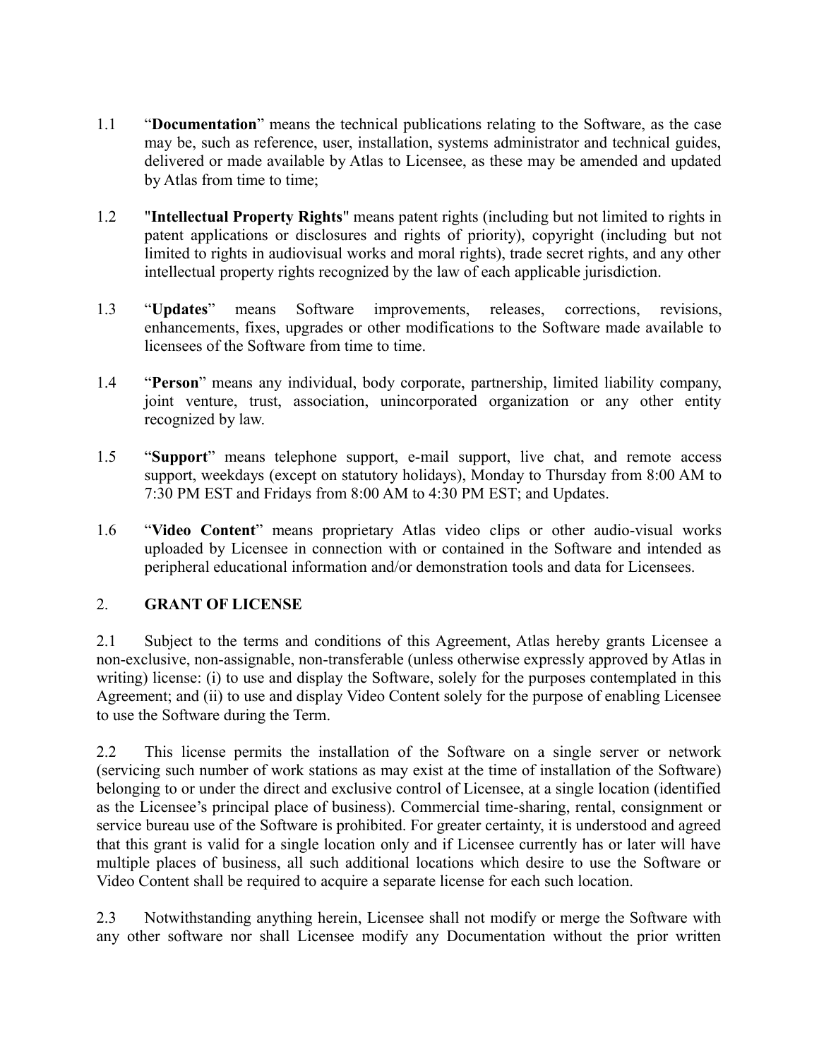1.1 "**Documentation**" means the technical publications relating to the Software, as the case may be, such as reference, user, installation, systems administrator and technical guides, delivered or made available by Atlas to Licensee, as these may be amended and updated by Atlas from time to time;

1.2 "**Intellectual Property Rights**" means patent rights (including but not limited to rights in patent applications or disclosures and rights of priority), copyright (including but not limited to rights in audiovisual works and moral rights), trade secret rights, and any other intellectual property rights recognized by the law of each applicable jurisdiction.

1.3 "**Updates**" means Software improvements, releases, corrections, revisions, enhancements, fixes, upgrades or other modifications to the Software made available to licensees of the Software from time to time.

1.4 "**Person**" means any individual, body corporate, partnership, limited liability company, joint venture, trust, association, unincorporated organization or any other entity recognized by law.

1.5 "**Support**" means telephone support, e-mail support, live chat, and remote access support, weekdays (except on statutory holidays), Monday to Thursday from 8:00 AM to 7:30 PM EST and Fridays from 8:00 AM to 4:30 PM EST; and Updates.

1.6 "**Video Content**" means proprietary Atlas video clips or other audio-visual works uploaded by Licensee in connection with or contained in the Software and intended as peripheral educational information and/or demonstration tools and data for Licensees.

## 2. GRANT OF LICENSE

2.1 Subject to the terms and conditions of this Agreement, Atlas hereby grants Licensee a non-exclusive, non-assignable, non-transferable (unless otherwise expressly approved by Atlas in writing) license: (i) to use and display the Software, solely for the purposes contemplated in this Agreement; and (ii) to use and display Video Content solely for the purpose of enabling Licensee to use the Software during the Term.

2.2 This license permits the installation of the Software on a single server or network (servicing such number of work stations as may exist at the time of installation of the Software) belonging to or under the direct and exclusive control of Licensee, at a single location (identified as the Licensee's principal place of business). Commercial time-sharing, rental, consignment or service bureau use of the Software is prohibited. For greater certainty, it is understood and agreed that this grant is valid for a single location only and if Licensee currently has or later will have multiple places of business, all such additional locations which desire to use the Software or Video Content shall be required to acquire a separate license for each such location.

2.3 Notwithstanding anything herein, Licensee shall not modify or merge the Software with any other software nor shall Licensee modify any Documentation without the prior written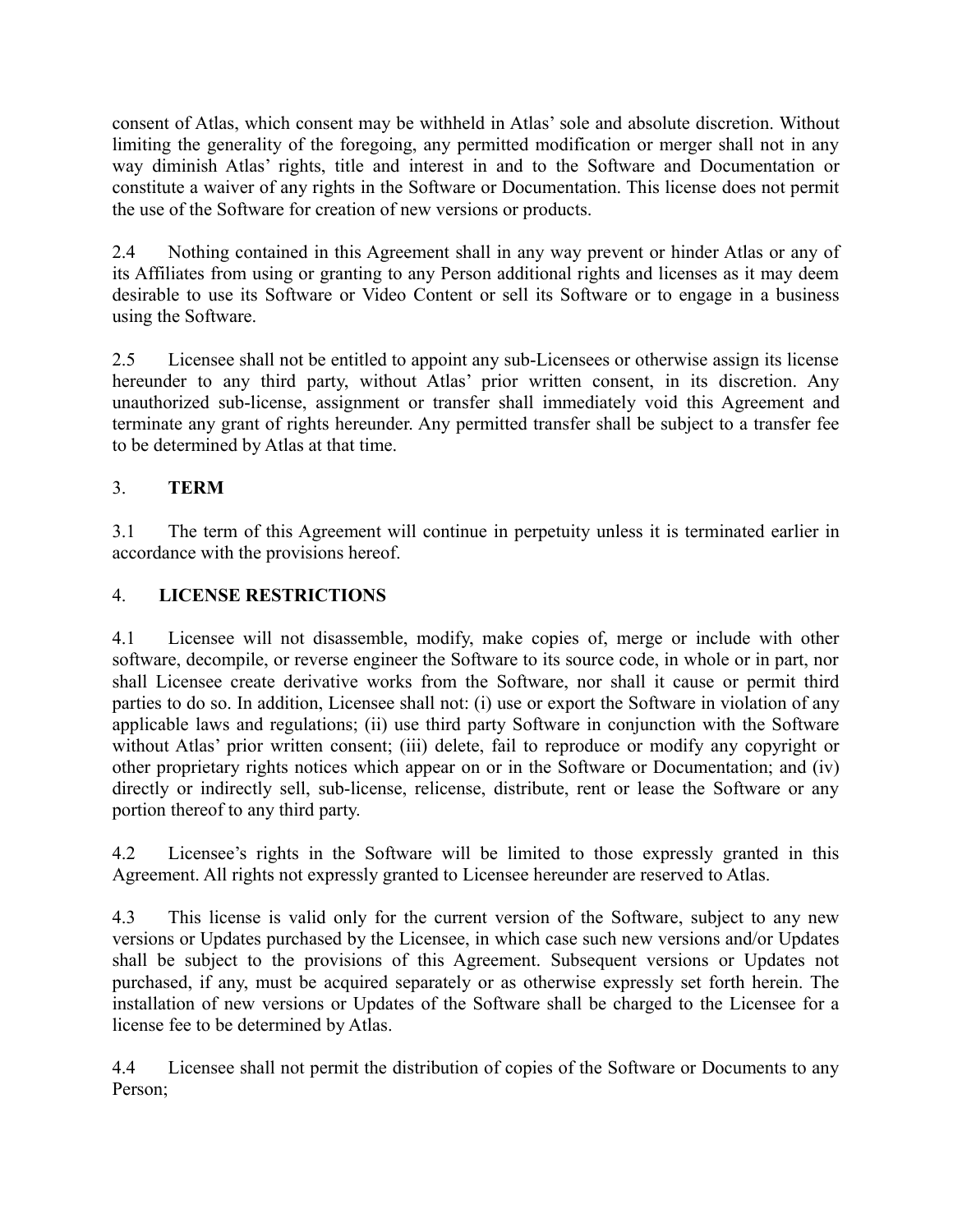consent of Atlas, which consent may be withheld in Atlas' sole and absolute discretion. Without limiting the generality of the foregoing, any permitted modification or merger shall not in any way diminish Atlas' rights, title and interest in and to the Software and Documentation or constitute a waiver of any rights in the Software or Documentation. This license does not permit the use of the Software for creation of new versions or products.

2.4 Nothing contained in this Agreement shall in any way prevent or hinder Atlas or any of its Affiliates from using or granting to any Person additional rights and licenses as it may deem desirable to use its Software or Video Content or sell its Software or to engage in a business using the Software.

2.5 Licensee shall not be entitled to appoint any sub-Licensees or otherwise assign its license hereunder to any third party, without Atlas' prior written consent, in its discretion. Any unauthorized sub-license, assignment or transfer shall immediately void this Agreement and terminate any grant of rights hereunder. Any permitted transfer shall be subject to a transfer fee to be determined by Atlas at that time.

## 3. **TERM**

3.1 The term of this Agreement will continue in perpetuity unless it is terminated earlier in accordance with the provisions hereof.

## 4. **LICENSE RESTRICTIONS**

4.1 Licensee will not disassemble, modify, make copies of, merge or include with other software, decompile, or reverse engineer the Software to its source code, in whole or in part, nor shall Licensee create derivative works from the Software, nor shall it cause or permit third parties to do so. In addition, Licensee shall not: (i) use or export the Software in violation of any applicable laws and regulations; (ii) use third party Software in conjunction with the Software without Atlas' prior written consent; (iii) delete, fail to reproduce or modify any copyright or other proprietary rights notices which appear on or in the Software or Documentation; and (iv) directly or indirectly sell, sub-license, relicense, distribute, rent or lease the Software or any portion thereof to any third party.

4.2 Licensee's rights in the Software will be limited to those expressly granted in this Agreement. All rights not expressly granted to Licensee hereunder are reserved to Atlas.

4.3 This license is valid only for the current version of the Software, subject to any new versions or Updates purchased by the Licensee, in which case such new versions and/or Updates shall be subject to the provisions of this Agreement. Subsequent versions or Updates not purchased, if any, must be acquired separately or as otherwise expressly set forth herein. The installation of new versions or Updates of the Software shall be charged to the Licensee for a license fee to be determined by Atlas.

4.4 Licensee shall not permit the distribution of copies of the Software or Documents to any Person;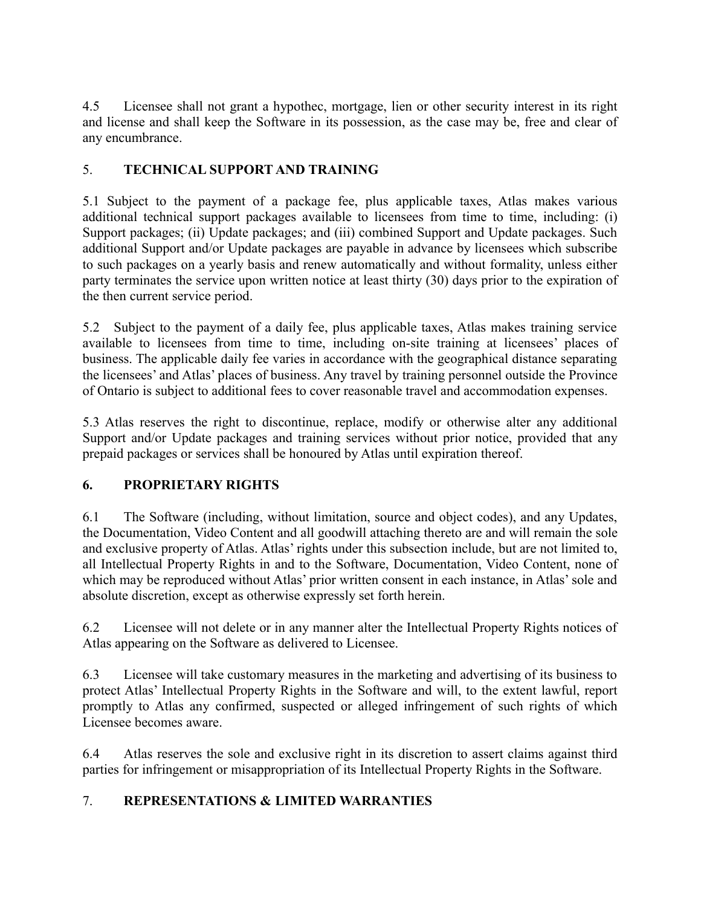4.5 Licensee shall not grant a hypothec, mortgage, lien or other security interest in its right and license and shall keep the Software in its possession, as the case may be, free and clear of any encumbrance.

## 5. **TECHNICAL SUPPORT AND TRAINING**

5.1 Subject to the payment of a package fee, plus applicable taxes, Atlas makes various additional technical support packages available to licensees from time to time, including: (i) Support packages; (ii) Update packages; and (iii) combined Support and Update packages. Such additional Support and/or Update packages are payable in advance by licensees which subscribe to such packages on a yearly basis and renew automatically and without formality, unless either party terminates the service upon written notice at least thirty (30) days prior to the expiration of the then current service period.

5.2 Subject to the payment of a daily fee, plus applicable taxes, Atlas makes training service available to licensees from time to time, including on-site training at licensees' places of business. The applicable daily fee varies in accordance with the geographical distance separating the licensees' and Atlas' places of business. Any travel by training personnel outside the Province of Ontario is subject to additional fees to cover reasonable travel and accommodation expenses.

5.3 Atlas reserves the right to discontinue, replace, modify or otherwise alter any additional Support and/or Update packages and training services without prior notice, provided that any prepaid packages or services shall be honoured by Atlas until expiration thereof.

## 6. **PROPRIETARY RIGHTS**

6.1 The Software (including, without limitation, source and object codes), and any Updates, the Documentation, Video Content and all goodwill attaching thereto are and will remain the sole and exclusive property of Atlas. Atlas' rights under this subsection include, but are not limited to, all Intellectual Property Rights in and to the Software, Documentation, Video Content, none of which may be reproduced without Atlas' prior written consent in each instance, in Atlas' sole and absolute discretion, except as otherwise expressly set forth herein.

6.2 Licensee will not delete or in any manner alter the Intellectual Property Rights notices of Atlas appearing on the Software as delivered to Licensee.

6.3 Licensee will take customary measures in the marketing and advertising of its business to protect Atlas' Intellectual Property Rights in the Software and will, to the extent lawful, report promptly to Atlas any confirmed, suspected or alleged infringement of such rights of which Licensee becomes aware.

6.4 Atlas reserves the sole and exclusive right in its discretion to assert claims against third parties for infringement or misappropriation of its Intellectual Property Rights in the Software.

## 7. **REPRESENTATIONS & LIMITED WARRANTIES**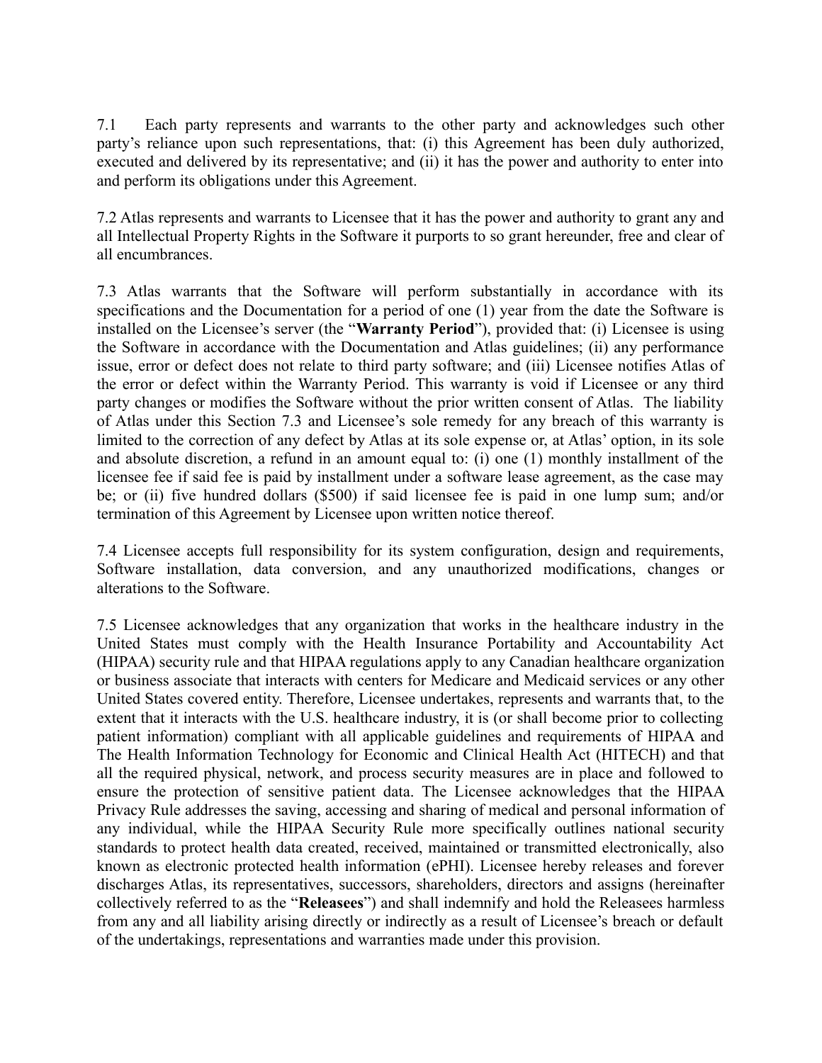7.1 Each party represents and warrants to the other party and acknowledges such other party's reliance upon such representations, that: (i) this Agreement has been duly authorized, executed and delivered by its representative; and (ii) it has the power and authority to enter into and perform its obligations under this Agreement.

7.2 Atlas represents and warrants to Licensee that it has the power and authority to grant any and all Intellectual Property Rights in the Software it purports to so grant hereunder, free and clear of all encumbrances.

7.3 Atlas warrants that the Software will perform substantially in accordance with its specifications and the Documentation for a period of one (1) year from the date the Software is installed on the Licensee's server (the "**Warranty Period**"), provided that: (i) Licensee is using the Software in accordance with the Documentation and Atlas guidelines; (ii) any performance issue, error or defect does not relate to third party software; and (iii) Licensee notifies Atlas of the error or defect within the Warranty Period. This warranty is void if Licensee or any third party changes or modifies the Software without the prior written consent of Atlas. The liability of Atlas under this Section 7.3 and Licensee's sole remedy for any breach of this warranty is limited to the correction of any defect by Atlas at its sole expense or, at Atlas' option, in its sole and absolute discretion, a refund in an amount equal to: (i) one (1) monthly installment of the licensee fee if said fee is paid by installment under a software lease agreement, as the case may be; or (ii) five hundred dollars ($500) if said licensee fee is paid in one lump sum; and/or termination of this Agreement by Licensee upon written notice thereof.

7.4 Licensee accepts full responsibility for its system configuration, design and requirements, Software installation, data conversion, and any unauthorized modifications, changes or alterations to the Software.

7.5 Licensee acknowledges that any organization that works in the healthcare industry in the United States must comply with the Health Insurance Portability and Accountability Act (HIPAA) security rule and that HIPAA regulations apply to any Canadian healthcare organization or business associate that interacts with centers for Medicare and Medicaid services or any other United States covered entity. Therefore, Licensee undertakes, represents and warrants that, to the extent that it interacts with the U.S. healthcare industry, it is (or shall become prior to collecting patient information) compliant with all applicable guidelines and requirements of HIPAA and The Health Information Technology for Economic and Clinical Health Act (HITECH) and that all the required physical, network, and process security measures are in place and followed to ensure the protection of sensitive patient data. The Licensee acknowledges that the HIPAA Privacy Rule addresses the saving, accessing and sharing of medical and personal information of any individual, while the HIPAA Security Rule more specifically outlines national security standards to protect health data created, received, maintained or transmitted electronically, also known as electronic protected health information (ePHI). Licensee hereby releases and forever discharges Atlas, its representatives, successors, shareholders, directors and assigns (hereinafter collectively referred to as the "**Releasees**") and shall indemnify and hold the Releasees harmless from any and all liability arising directly or indirectly as a result of Licensee's breach or default of the undertakings, representations and warranties made under this provision.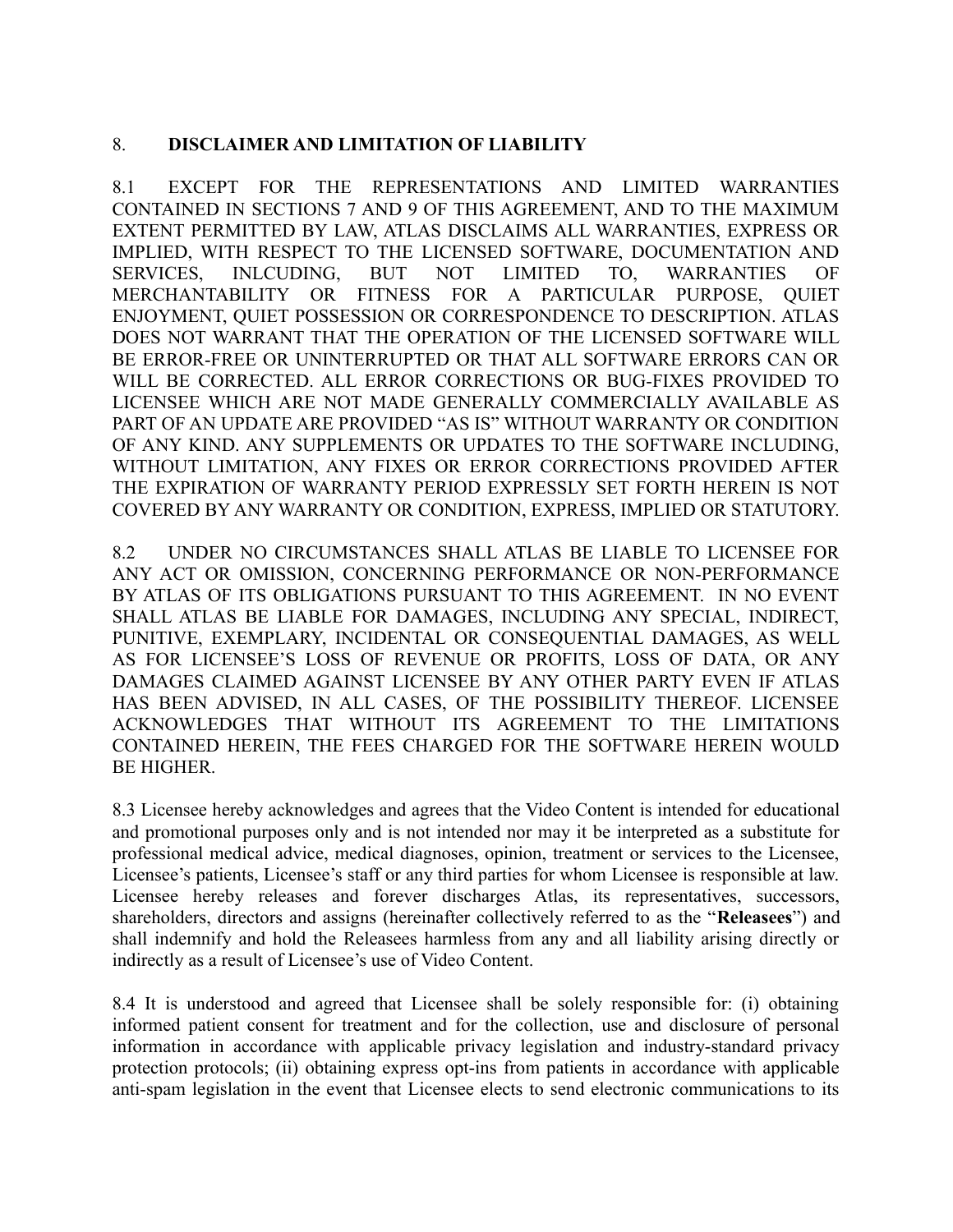## 8. **DISCLAIMER AND LIMITATION OF LIABILITY**

8.1 EXCEPT FOR THE REPRESENTATIONS AND LIMITED WARRANTIES CONTAINED IN SECTIONS 7 AND 9 OF THIS AGREEMENT, AND TO THE MAXIMUM EXTENT PERMITTED BY LAW, ATLAS DISCLAIMS ALL WARRANTIES, EXPRESS OR IMPLIED, WITH RESPECT TO THE LICENSED SOFTWARE, DOCUMENTATION AND SERVICES, INLCUDING, BUT NOT LIMITED TO, WARRANTIES OF MERCHANTABILITY OR FITNESS FOR A PARTICULAR PURPOSE, QUIET ENJOYMENT, QUIET POSSESSION OR CORRESPONDENCE TO DESCRIPTION. ATLAS DOES NOT WARRANT THAT THE OPERATION OF THE LICENSED SOFTWARE WILL BE ERROR-FREE OR UNINTERRUPTED OR THAT ALL SOFTWARE ERRORS CAN OR WILL BE CORRECTED. ALL ERROR CORRECTIONS OR BUG-FIXES PROVIDED TO LICENSEE WHICH ARE NOT MADE GENERALLY COMMERCIALLY AVAILABLE AS PART OF AN UPDATE ARE PROVIDED "AS IS" WITHOUT WARRANTY OR CONDITION OF ANY KIND. ANY SUPPLEMENTS OR UPDATES TO THE SOFTWARE INCLUDING, WITHOUT LIMITATION, ANY FIXES OR ERROR CORRECTIONS PROVIDED AFTER THE EXPIRATION OF WARRANTY PERIOD EXPRESSLY SET FORTH HEREIN IS NOT COVERED BY ANY WARRANTY OR CONDITION, EXPRESS, IMPLIED OR STATUTORY.

8.2 UNDER NO CIRCUMSTANCES SHALL ATLAS BE LIABLE TO LICENSEE FOR ANY ACT OR OMISSION, CONCERNING PERFORMANCE OR NON-PERFORMANCE BY ATLAS OF ITS OBLIGATIONS PURSUANT TO THIS AGREEMENT. IN NO EVENT SHALL ATLAS BE LIABLE FOR DAMAGES, INCLUDING ANY SPECIAL, INDIRECT, PUNITIVE, EXEMPLARY, INCIDENTAL OR CONSEQUENTIAL DAMAGES, AS WELL AS FOR LICENSEE'S LOSS OF REVENUE OR PROFITS, LOSS OF DATA, OR ANY DAMAGES CLAIMED AGAINST LICENSEE BY ANY OTHER PARTY EVEN IF ATLAS HAS BEEN ADVISED, IN ALL CASES, OF THE POSSIBILITY THEREOF. LICENSEE ACKNOWLEDGES THAT WITHOUT ITS AGREEMENT TO THE LIMITATIONS CONTAINED HEREIN, THE FEES CHARGED FOR THE SOFTWARE HEREIN WOULD BE HIGHER.

8.3 Licensee hereby acknowledges and agrees that the Video Content is intended for educational and promotional purposes only and is not intended nor may it be interpreted as a substitute for professional medical advice, medical diagnoses, opinion, treatment or services to the Licensee, Licensee's patients, Licensee's staff or any third parties for whom Licensee is responsible at law. Licensee hereby releases and forever discharges Atlas, its representatives, successors, shareholders, directors and assigns (hereinafter collectively referred to as the "**Releasees**") and shall indemnify and hold the Releasees harmless from any and all liability arising directly or indirectly as a result of Licensee's use of Video Content.

8.4 It is understood and agreed that Licensee shall be solely responsible for: (i) obtaining informed patient consent for treatment and for the collection, use and disclosure of personal information in accordance with applicable privacy legislation and industry-standard privacy protection protocols; (ii) obtaining express opt-ins from patients in accordance with applicable anti-spam legislation in the event that Licensee elects to send electronic communications to its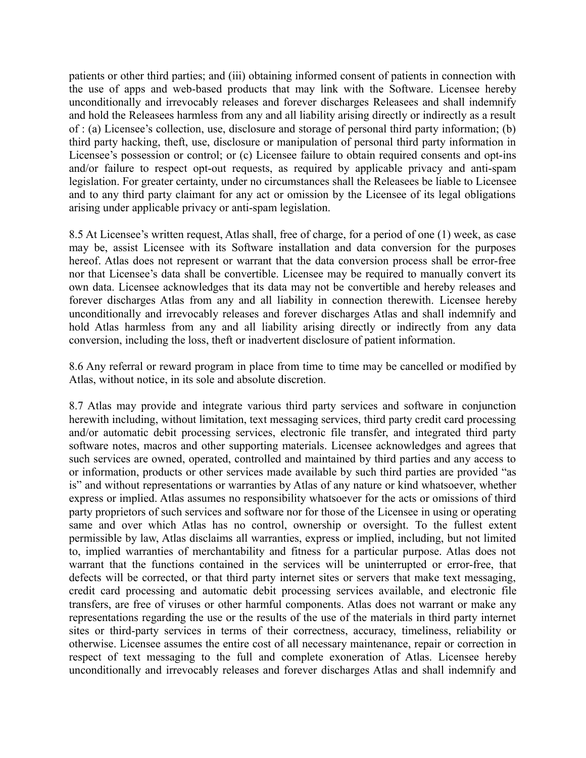patients or other third parties; and (iii) obtaining informed consent of patients in connection with the use of apps and web-based products that may link with the Software. Licensee hereby unconditionally and irrevocably releases and forever discharges Releasees and shall indemnify and hold the Releasees harmless from any and all liability arising directly or indirectly as a result of : (a) Licensee's collection, use, disclosure and storage of personal third party information; (b) third party hacking, theft, use, disclosure or manipulation of personal third party information in Licensee's possession or control; or (c) Licensee failure to obtain required consents and opt-ins and/or failure to respect opt-out requests, as required by applicable privacy and anti-spam legislation. For greater certainty, under no circumstances shall the Releasees be liable to Licensee and to any third party claimant for any act or omission by the Licensee of its legal obligations arising under applicable privacy or anti-spam legislation.

8.5 At Licensee's written request, Atlas shall, free of charge, for a period of one (1) week, as case may be, assist Licensee with its Software installation and data conversion for the purposes hereof. Atlas does not represent or warrant that the data conversion process shall be error-free nor that Licensee's data shall be convertible. Licensee may be required to manually convert its own data. Licensee acknowledges that its data may not be convertible and hereby releases and forever discharges Atlas from any and all liability in connection therewith. Licensee hereby unconditionally and irrevocably releases and forever discharges Atlas and shall indemnify and hold Atlas harmless from any and all liability arising directly or indirectly from any data conversion, including the loss, theft or inadvertent disclosure of patient information.

8.6 Any referral or reward program in place from time to time may be cancelled or modified by Atlas, without notice, in its sole and absolute discretion.

8.7 Atlas may provide and integrate various third party services and software in conjunction herewith including, without limitation, text messaging services, third party credit card processing and/or automatic debit processing services, electronic file transfer, and integrated third party software notes, macros and other supporting materials. Licensee acknowledges and agrees that such services are owned, operated, controlled and maintained by third parties and any access to or information, products or other services made available by such third parties are provided "as is" and without representations or warranties by Atlas of any nature or kind whatsoever, whether express or implied. Atlas assumes no responsibility whatsoever for the acts or omissions of third party proprietors of such services and software nor for those of the Licensee in using or operating same and over which Atlas has no control, ownership or oversight. To the fullest extent permissible by law, Atlas disclaims all warranties, express or implied, including, but not limited to, implied warranties of merchantability and fitness for a particular purpose. Atlas does not warrant that the functions contained in the services will be uninterrupted or error-free, that defects will be corrected, or that third party internet sites or servers that make text messaging, credit card processing and automatic debit processing services available, and electronic file transfers, are free of viruses or other harmful components. Atlas does not warrant or make any representations regarding the use or the results of the use of the materials in third party internet sites or third-party services in terms of their correctness, accuracy, timeliness, reliability or otherwise. Licensee assumes the entire cost of all necessary maintenance, repair or correction in respect of text messaging to the full and complete exoneration of Atlas. Licensee hereby unconditionally and irrevocably releases and forever discharges Atlas and shall indemnify and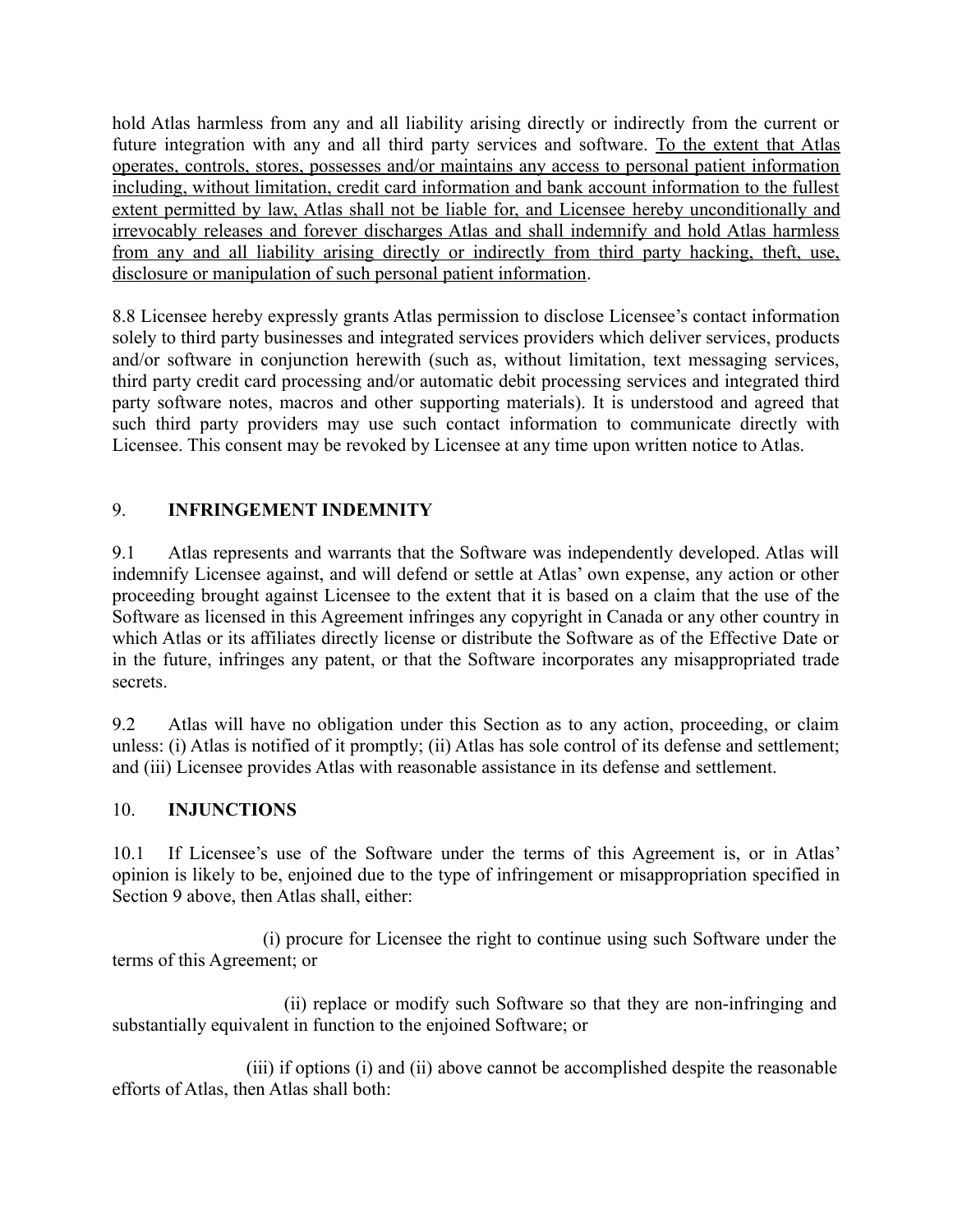hold Atlas harmless from any and all liability arising directly or indirectly from the current or future integration with any and all third party services and software. <u>To the extent that Atlas operates, controls, stores, possesses and/or maintains any access to personal patient information including, without limitation, credit card information and bank account information to the fullest extent permitted by law, Atlas shall not be liable for, and Licensee hereby unconditionally and irrevocably releases and forever discharges Atlas and shall indemnify and hold Atlas harmless from any and all liability arising directly or indirectly from third party hacking, theft, use, disclosure or manipulation of such personal patient information</u>.

8.8 Licensee hereby expressly grants Atlas permission to disclose Licensee's contact information solely to third party businesses and integrated services providers which deliver services, products and/or software in conjunction herewith (such as, without limitation, text messaging services, third party credit card processing and/or automatic debit processing services and integrated third party software notes, macros and other supporting materials). It is understood and agreed that such third party providers may use such contact information to communicate directly with Licensee. This consent may be revoked by Licensee at any time upon written notice to Atlas.

## 9. **INFRINGEMENT INDEMNITY**

9.1 Atlas represents and warrants that the Software was independently developed. Atlas will indemnify Licensee against, and will defend or settle at Atlas' own expense, any action or other proceeding brought against Licensee to the extent that it is based on a claim that the use of the Software as licensed in this Agreement infringes any copyright in Canada or any other country in which Atlas or its affiliates directly license or distribute the Software as of the Effective Date or in the future, infringes any patent, or that the Software incorporates any misappropriated trade secrets.

9.2 Atlas will have no obligation under this Section as to any action, proceeding, or claim unless: (i) Atlas is notified of it promptly; (ii) Atlas has sole control of its defense and settlement; and (iii) Licensee provides Atlas with reasonable assistance in its defense and settlement.

## 10. **INJUNCTIONS**

10.1 If Licensee's use of the Software under the terms of this Agreement is, or in Atlas' opinion is likely to be, enjoined due to the type of infringement or misappropriation specified in Section 9 above, then Atlas shall, either:

(i) procure for Licensee the right to continue using such Software under the terms of this Agreement; or

(ii) replace or modify such Software so that they are non-infringing and substantially equivalent in function to the enjoined Software; or

(iii) if options (i) and (ii) above cannot be accomplished despite the reasonable efforts of Atlas, then Atlas shall both: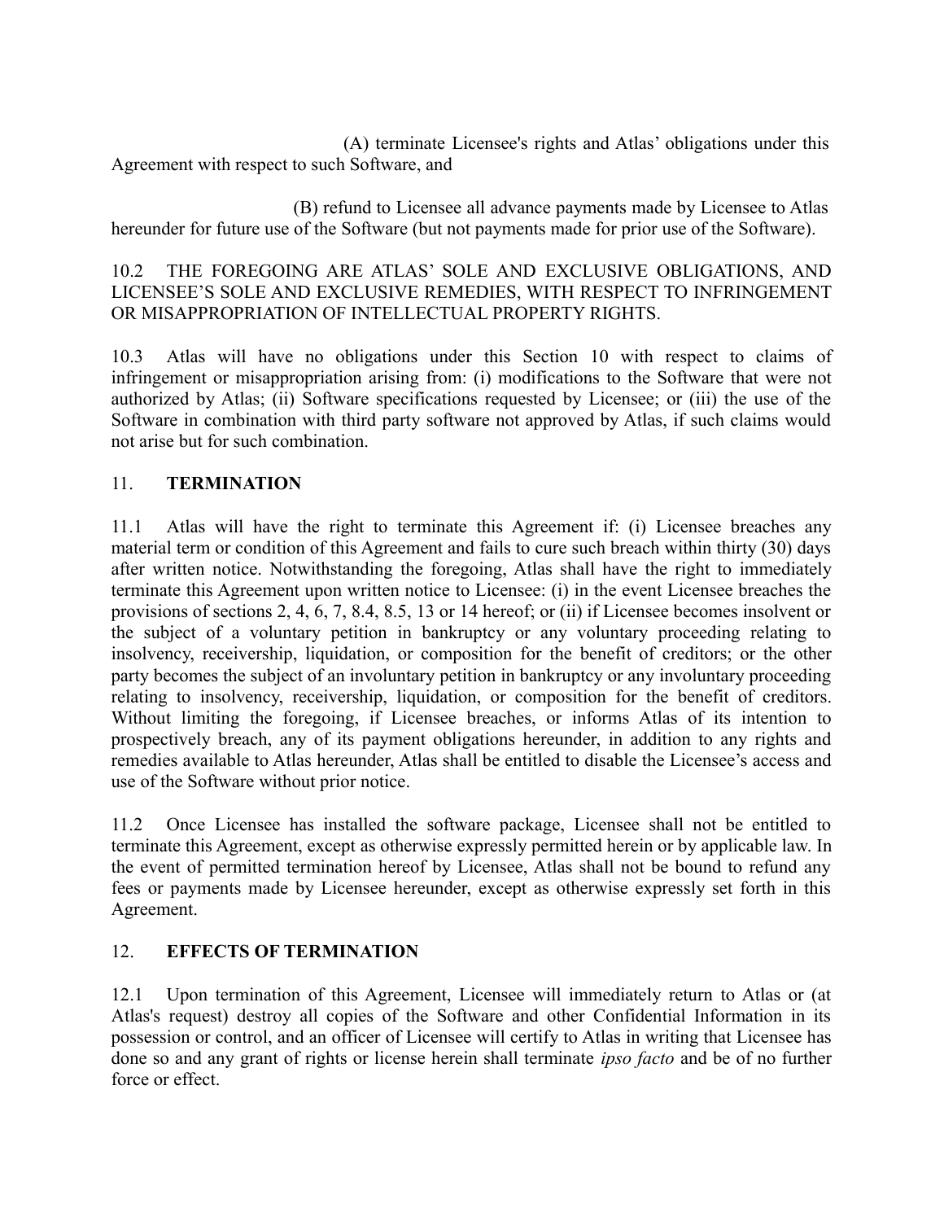(A) terminate Licensee's rights and Atlas' obligations under this Agreement with respect to such Software, and

(B) refund to Licensee all advance payments made by Licensee to Atlas hereunder for future use of the Software (but not payments made for prior use of the Software).

10.2 THE FOREGOING ARE ATLAS' SOLE AND EXCLUSIVE OBLIGATIONS, AND LICENSEE'S SOLE AND EXCLUSIVE REMEDIES, WITH RESPECT TO INFRINGEMENT OR MISAPPROPRIATION OF INTELLECTUAL PROPERTY RIGHTS.

10.3 Atlas will have no obligations under this Section 10 with respect to claims of infringement or misappropriation arising from: (i) modifications to the Software that were not authorized by Atlas; (ii) Software specifications requested by Licensee; or (iii) the use of the Software in combination with third party software not approved by Atlas, if such claims would not arise but for such combination.

## 11. **TERMINATION**

11.1 Atlas will have the right to terminate this Agreement if: (i) Licensee breaches any material term or condition of this Agreement and fails to cure such breach within thirty (30) days after written notice. Notwithstanding the foregoing, Atlas shall have the right to immediately terminate this Agreement upon written notice to Licensee: (i) in the event Licensee breaches the provisions of sections 2, 4, 6, 7, 8.4, 8.5, 13 or 14 hereof; or (ii) if Licensee becomes insolvent or the subject of a voluntary petition in bankruptcy or any voluntary proceeding relating to insolvency, receivership, liquidation, or composition for the benefit of creditors; or the other party becomes the subject of an involuntary petition in bankruptcy or any involuntary proceeding relating to insolvency, receivership, liquidation, or composition for the benefit of creditors. Without limiting the foregoing, if Licensee breaches, or informs Atlas of its intention to prospectively breach, any of its payment obligations hereunder, in addition to any rights and remedies available to Atlas hereunder, Atlas shall be entitled to disable the Licensee's access and use of the Software without prior notice.

11.2 Once Licensee has installed the software package, Licensee shall not be entitled to terminate this Agreement, except as otherwise expressly permitted herein or by applicable law. In the event of permitted termination hereof by Licensee, Atlas shall not be bound to refund any fees or payments made by Licensee hereunder, except as otherwise expressly set forth in this Agreement.

## 12. **EFFECTS OF TERMINATION**

12.1 Upon termination of this Agreement, Licensee will immediately return to Atlas or (at Atlas's request) destroy all copies of the Software and other Confidential Information in its possession or control, and an officer of Licensee will certify to Atlas in writing that Licensee has done so and any grant of rights or license herein shall terminate *ipso facto* and be of no further force or effect.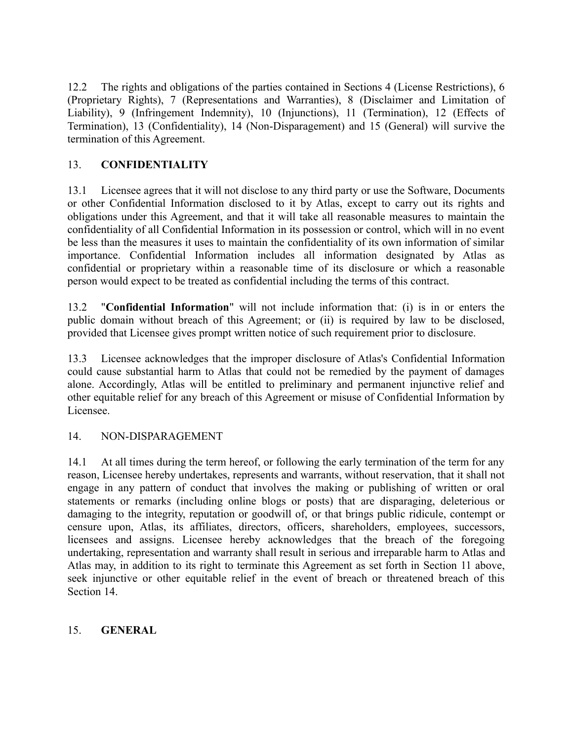12.2 The rights and obligations of the parties contained in Sections 4 (License Restrictions), 6 (Proprietary Rights), 7 (Representations and Warranties), 8 (Disclaimer and Limitation of Liability), 9 (Infringement Indemnity), 10 (Injunctions), 11 (Termination), 12 (Effects of Termination), 13 (Confidentiality), 14 (Non-Disparagement) and 15 (General) will survive the termination of this Agreement.

## 13. **CONFIDENTIALITY**

13.1 Licensee agrees that it will not disclose to any third party or use the Software, Documents or other Confidential Information disclosed to it by Atlas, except to carry out its rights and obligations under this Agreement, and that it will take all reasonable measures to maintain the confidentiality of all Confidential Information in its possession or control, which will in no event be less than the measures it uses to maintain the confidentiality of its own information of similar importance. Confidential Information includes all information designated by Atlas as confidential or proprietary within a reasonable time of its disclosure or which a reasonable person would expect to be treated as confidential including the terms of this contract.

13.2 "**Confidential Information**" will not include information that: (i) is in or enters the public domain without breach of this Agreement; or (ii) is required by law to be disclosed, provided that Licensee gives prompt written notice of such requirement prior to disclosure.

13.3 Licensee acknowledges that the improper disclosure of Atlas's Confidential Information could cause substantial harm to Atlas that could not be remedied by the payment of damages alone. Accordingly, Atlas will be entitled to preliminary and permanent injunctive relief and other equitable relief for any breach of this Agreement or misuse of Confidential Information by Licensee.

## 14. NON-DISPARAGEMENT

14.1 At all times during the term hereof, or following the early termination of the term for any reason, Licensee hereby undertakes, represents and warrants, without reservation, that it shall not engage in any pattern of conduct that involves the making or publishing of written or oral statements or remarks (including online blogs or posts) that are disparaging, deleterious or damaging to the integrity, reputation or goodwill of, or that brings public ridicule, contempt or censure upon, Atlas, its affiliates, directors, officers, shareholders, employees, successors, licensees and assigns. Licensee hereby acknowledges that the breach of the foregoing undertaking, representation and warranty shall result in serious and irreparable harm to Atlas and Atlas may, in addition to its right to terminate this Agreement as set forth in Section 11 above, seek injunctive or other equitable relief in the event of breach or threatened breach of this Section 14.

## 15. **GENERAL**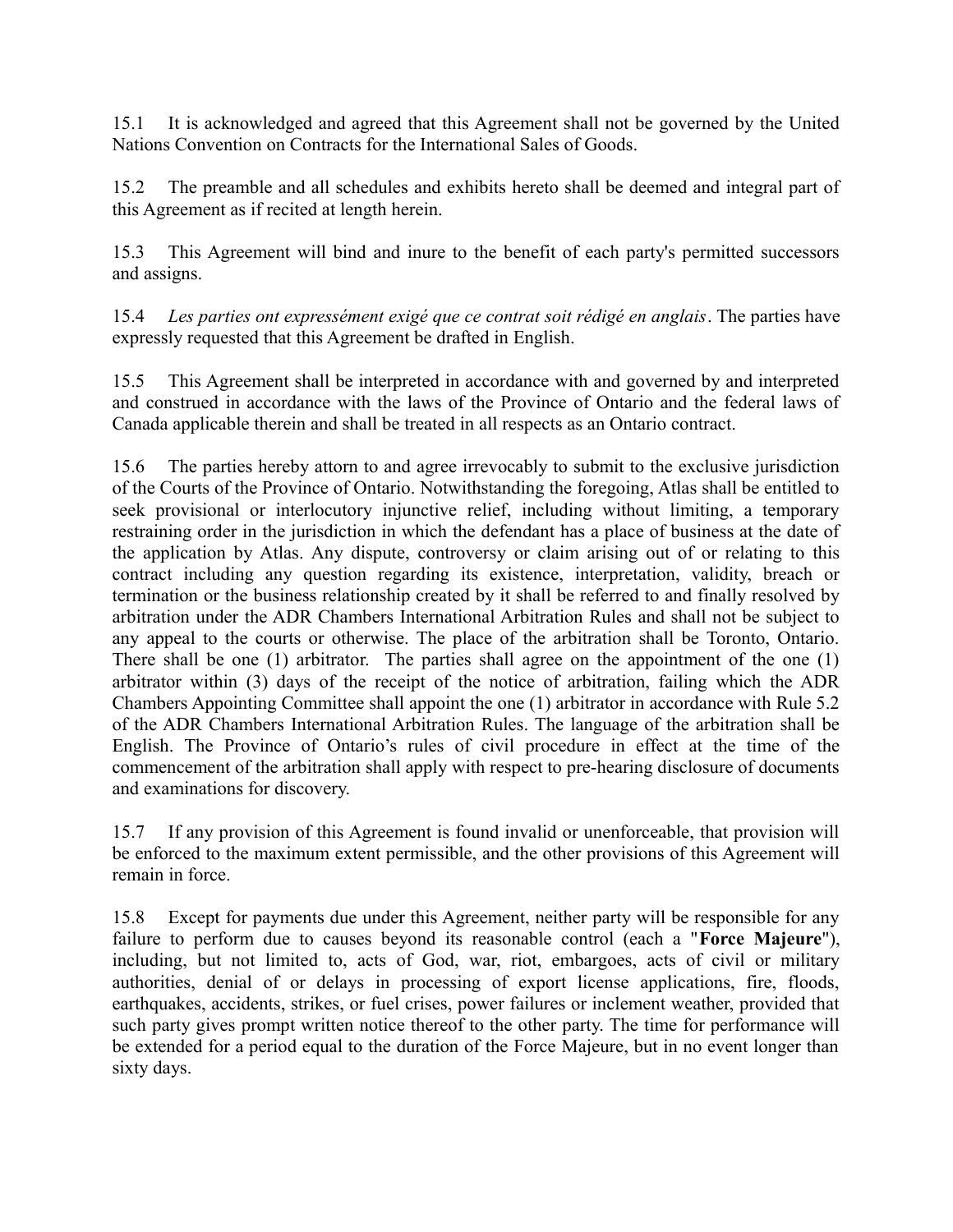15.1 It is acknowledged and agreed that this Agreement shall not be governed by the United Nations Convention on Contracts for the International Sales of Goods.

15.2 The preamble and all schedules and exhibits hereto shall be deemed and integral part of this Agreement as if recited at length herein.

15.3 This Agreement will bind and inure to the benefit of each party's permitted successors and assigns.

15.4 *Les parties ont expressément exigé que ce contrat soit rédigé en anglais*. The parties have expressly requested that this Agreement be drafted in English.

15.5 This Agreement shall be interpreted in accordance with and governed by and interpreted and construed in accordance with the laws of the Province of Ontario and the federal laws of Canada applicable therein and shall be treated in all respects as an Ontario contract.

15.6 The parties hereby attorn to and agree irrevocably to submit to the exclusive jurisdiction of the Courts of the Province of Ontario. Notwithstanding the foregoing, Atlas shall be entitled to seek provisional or interlocutory injunctive relief, including without limiting, a temporary restraining order in the jurisdiction in which the defendant has a place of business at the date of the application by Atlas. Any dispute, controversy or claim arising out of or relating to this contract including any question regarding its existence, interpretation, validity, breach or termination or the business relationship created by it shall be referred to and finally resolved by arbitration under the ADR Chambers International Arbitration Rules and shall not be subject to any appeal to the courts or otherwise. The place of the arbitration shall be Toronto, Ontario. There shall be one (1) arbitrator. The parties shall agree on the appointment of the one (1) arbitrator within (3) days of the receipt of the notice of arbitration, failing which the ADR Chambers Appointing Committee shall appoint the one (1) arbitrator in accordance with Rule 5.2 of the ADR Chambers International Arbitration Rules. The language of the arbitration shall be English. The Province of Ontario's rules of civil procedure in effect at the time of the commencement of the arbitration shall apply with respect to pre-hearing disclosure of documents and examinations for discovery.

15.7 If any provision of this Agreement is found invalid or unenforceable, that provision will be enforced to the maximum extent permissible, and the other provisions of this Agreement will remain in force.

15.8 Except for payments due under this Agreement, neither party will be responsible for any failure to perform due to causes beyond its reasonable control (each a "**Force Majeure**"), including, but not limited to, acts of God, war, riot, embargoes, acts of civil or military authorities, denial of or delays in processing of export license applications, fire, floods, earthquakes, accidents, strikes, or fuel crises, power failures or inclement weather, provided that such party gives prompt written notice thereof to the other party. The time for performance will be extended for a period equal to the duration of the Force Majeure, but in no event longer than sixty days.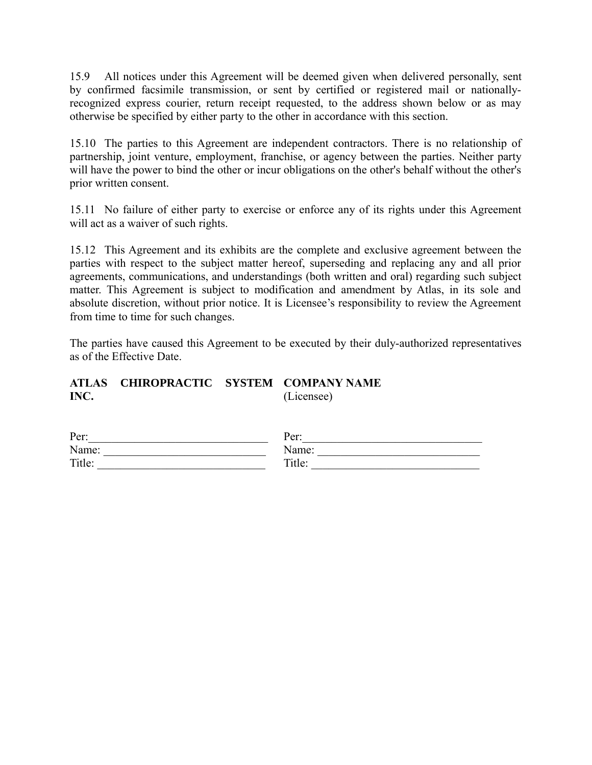15.9 All notices under this Agreement will be deemed given when delivered personally, sent by confirmed facsimile transmission, or sent by certified or registered mail or nationally-recognized express courier, return receipt requested, to the address shown below or as may otherwise be specified by either party to the other in accordance with this section.

15.10 The parties to this Agreement are independent contractors. There is no relationship of partnership, joint venture, employment, franchise, or agency between the parties. Neither party will have the power to bind the other or incur obligations on the other's behalf without the other's prior written consent.

15.11 No failure of either party to exercise or enforce any of its rights under this Agreement will act as a waiver of such rights.

15.12 This Agreement and its exhibits are the complete and exclusive agreement between the parties with respect to the subject matter hereof, superseding and replacing any and all prior agreements, communications, and understandings (both written and oral) regarding such subject matter. This Agreement is subject to modification and amendment by Atlas, in its sole and absolute discretion, without prior notice. It is Licensee's responsibility to review the Agreement from time to time for such changes.

The parties have caused this Agreement to be executed by their duly-authorized representatives as of the Effective Date.

| **ATLAS CHIROPRACTIC SYSTEM INC.** | **COMPANY NAME** (Licensee) |
|---|---|
| Per:______________________________ | Per:______________________________ |
| Name: ___________________________ | Name: ___________________________ |
| Title: ____________________________ | Title: ____________________________ |